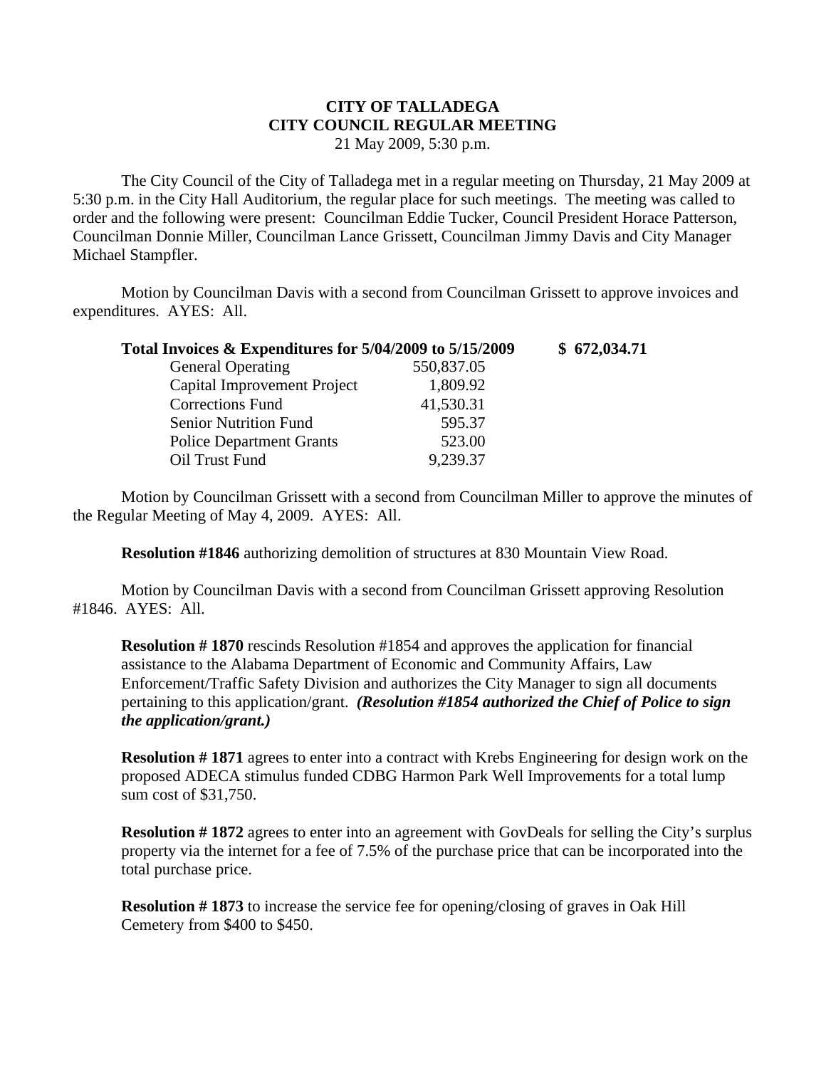**CITY OF TALLADEGA**
**CITY COUNCIL REGULAR MEETING**
21 May 2009, 5:30 p.m.

The City Council of the City of Talladega met in a regular meeting on Thursday, 21 May 2009 at 5:30 p.m. in the City Hall Auditorium, the regular place for such meetings. The meeting was called to order and the following were present: Councilman Eddie Tucker, Council President Horace Patterson, Councilman Donnie Miller, Councilman Lance Grissett, Councilman Jimmy Davis and City Manager Michael Stampfler.

Motion by Councilman Davis with a second from Councilman Grissett to approve invoices and expenditures. AYES: All.

| **Total Invoices & Expenditures for 5/04/2009 to 5/15/2009** | | **$ 672,034.71** |
|---|---|---|
| General Operating | 550,837.05 | |
| Capital Improvement Project | 1,809.92 | |
| Corrections Fund | 41,530.31 | |
| Senior Nutrition Fund | 595.37 | |
| Police Department Grants | 523.00 | |
| Oil Trust Fund | 9,239.37 | |

Motion by Councilman Grissett with a second from Councilman Miller to approve the minutes of the Regular Meeting of May 4, 2009. AYES: All.

**Resolution #1846** authorizing demolition of structures at 830 Mountain View Road.

Motion by Councilman Davis with a second from Councilman Grissett approving Resolution #1846. AYES: All.

**Resolution # 1870** rescinds Resolution #1854 and approves the application for financial assistance to the Alabama Department of Economic and Community Affairs, Law Enforcement/Traffic Safety Division and authorizes the City Manager to sign all documents pertaining to this application/grant. ***(Resolution #1854 authorized the Chief of Police to sign the application/grant.)***

**Resolution # 1871** agrees to enter into a contract with Krebs Engineering for design work on the proposed ADECA stimulus funded CDBG Harmon Park Well Improvements for a total lump sum cost of $31,750.

**Resolution # 1872** agrees to enter into an agreement with GovDeals for selling the City's surplus property via the internet for a fee of 7.5% of the purchase price that can be incorporated into the total purchase price.

**Resolution # 1873** to increase the service fee for opening/closing of graves in Oak Hill Cemetery from $400 to $450.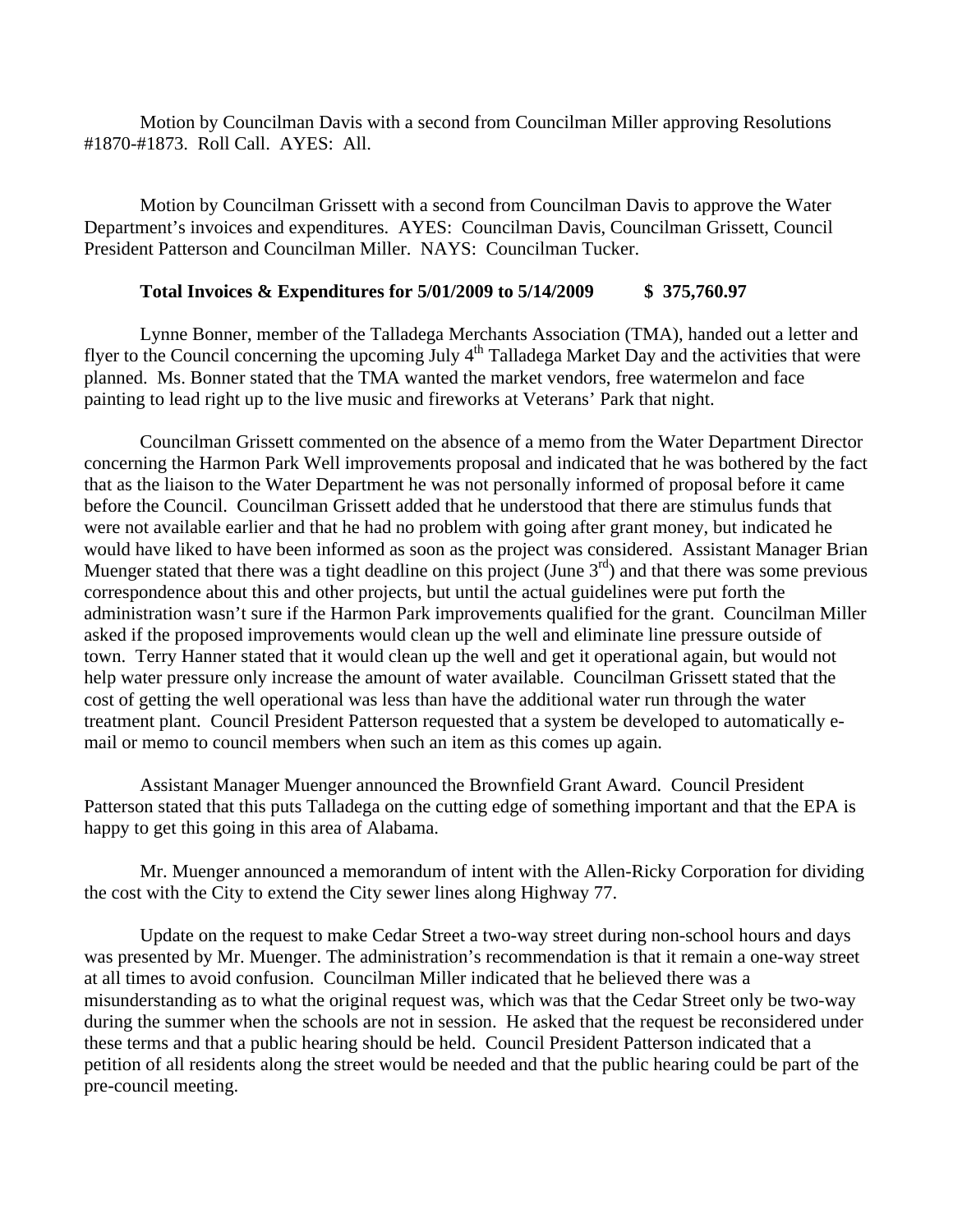Motion by Councilman Davis with a second from Councilman Miller approving Resolutions #1870-#1873. Roll Call. AYES: All.

Motion by Councilman Grissett with a second from Councilman Davis to approve the Water Department's invoices and expenditures. AYES: Councilman Davis, Councilman Grissett, Council President Patterson and Councilman Miller. NAYS: Councilman Tucker.

**Total Invoices & Expenditures for 5/01/2009 to 5/14/2009 $ 375,760.97**

Lynne Bonner, member of the Talladega Merchants Association (TMA), handed out a letter and flyer to the Council concerning the upcoming July 4th Talladega Market Day and the activities that were planned. Ms. Bonner stated that the TMA wanted the market vendors, free watermelon and face painting to lead right up to the live music and fireworks at Veterans' Park that night.

Councilman Grissett commented on the absence of a memo from the Water Department Director concerning the Harmon Park Well improvements proposal and indicated that he was bothered by the fact that as the liaison to the Water Department he was not personally informed of proposal before it came before the Council. Councilman Grissett added that he understood that there are stimulus funds that were not available earlier and that he had no problem with going after grant money, but indicated he would have liked to have been informed as soon as the project was considered. Assistant Manager Brian Muenger stated that there was a tight deadline on this project (June 3rd) and that there was some previous correspondence about this and other projects, but until the actual guidelines were put forth the administration wasn't sure if the Harmon Park improvements qualified for the grant. Councilman Miller asked if the proposed improvements would clean up the well and eliminate line pressure outside of town. Terry Hanner stated that it would clean up the well and get it operational again, but would not help water pressure only increase the amount of water available. Councilman Grissett stated that the cost of getting the well operational was less than have the additional water run through the water treatment plant. Council President Patterson requested that a system be developed to automatically e-mail or memo to council members when such an item as this comes up again.

Assistant Manager Muenger announced the Brownfield Grant Award. Council President Patterson stated that this puts Talladega on the cutting edge of something important and that the EPA is happy to get this going in this area of Alabama.

Mr. Muenger announced a memorandum of intent with the Allen-Ricky Corporation for dividing the cost with the City to extend the City sewer lines along Highway 77.

Update on the request to make Cedar Street a two-way street during non-school hours and days was presented by Mr. Muenger. The administration's recommendation is that it remain a one-way street at all times to avoid confusion. Councilman Miller indicated that he believed there was a misunderstanding as to what the original request was, which was that the Cedar Street only be two-way during the summer when the schools are not in session. He asked that the request be reconsidered under these terms and that a public hearing should be held. Council President Patterson indicated that a petition of all residents along the street would be needed and that the public hearing could be part of the pre-council meeting.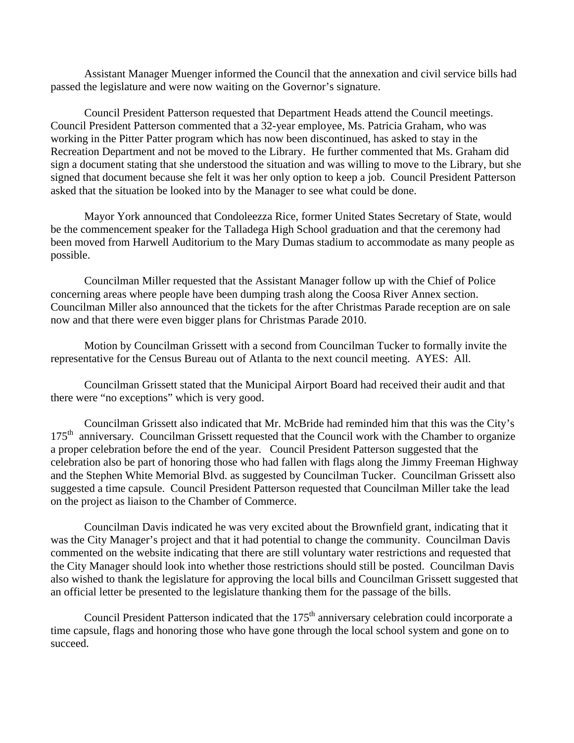Assistant Manager Muenger informed the Council that the annexation and civil service bills had passed the legislature and were now waiting on the Governor's signature.

Council President Patterson requested that Department Heads attend the Council meetings. Council President Patterson commented that a 32-year employee, Ms. Patricia Graham, who was working in the Pitter Patter program which has now been discontinued, has asked to stay in the Recreation Department and not be moved to the Library. He further commented that Ms. Graham did sign a document stating that she understood the situation and was willing to move to the Library, but she signed that document because she felt it was her only option to keep a job. Council President Patterson asked that the situation be looked into by the Manager to see what could be done.

Mayor York announced that Condoleezza Rice, former United States Secretary of State, would be the commencement speaker for the Talladega High School graduation and that the ceremony had been moved from Harwell Auditorium to the Mary Dumas stadium to accommodate as many people as possible.

Councilman Miller requested that the Assistant Manager follow up with the Chief of Police concerning areas where people have been dumping trash along the Coosa River Annex section. Councilman Miller also announced that the tickets for the after Christmas Parade reception are on sale now and that there were even bigger plans for Christmas Parade 2010.

Motion by Councilman Grissett with a second from Councilman Tucker to formally invite the representative for the Census Bureau out of Atlanta to the next council meeting. AYES: All.

Councilman Grissett stated that the Municipal Airport Board had received their audit and that there were "no exceptions" which is very good.

Councilman Grissett also indicated that Mr. McBride had reminded him that this was the City's 175th anniversary. Councilman Grissett requested that the Council work with the Chamber to organize a proper celebration before the end of the year. Council President Patterson suggested that the celebration also be part of honoring those who had fallen with flags along the Jimmy Freeman Highway and the Stephen White Memorial Blvd. as suggested by Councilman Tucker. Councilman Grissett also suggested a time capsule. Council President Patterson requested that Councilman Miller take the lead on the project as liaison to the Chamber of Commerce.

Councilman Davis indicated he was very excited about the Brownfield grant, indicating that it was the City Manager's project and that it had potential to change the community. Councilman Davis commented on the website indicating that there are still voluntary water restrictions and requested that the City Manager should look into whether those restrictions should still be posted. Councilman Davis also wished to thank the legislature for approving the local bills and Councilman Grissett suggested that an official letter be presented to the legislature thanking them for the passage of the bills.

Council President Patterson indicated that the 175th anniversary celebration could incorporate a time capsule, flags and honoring those who have gone through the local school system and gone on to succeed.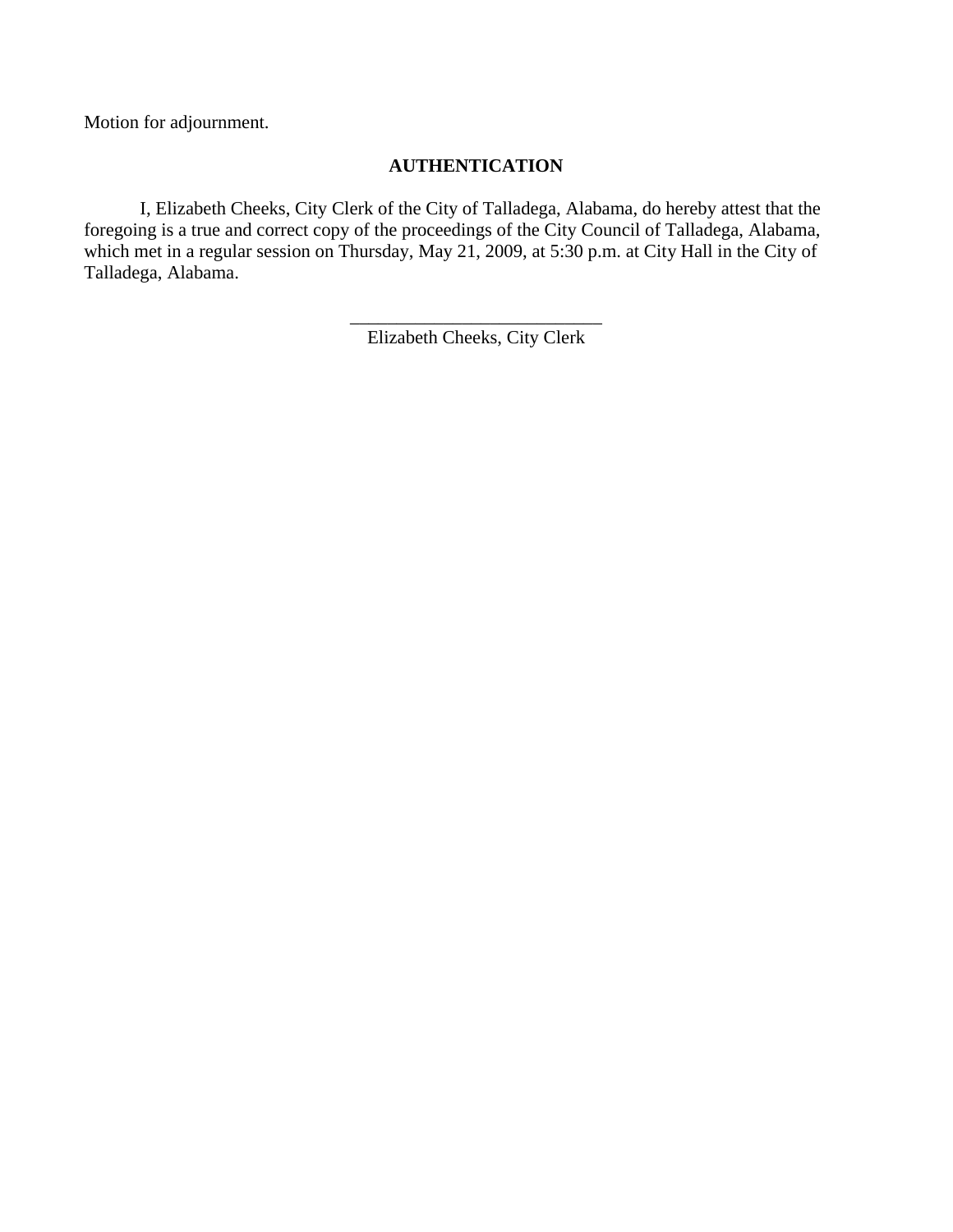Motion for adjournment.

**AUTHENTICATION**

I, Elizabeth Cheeks, City Clerk of the City of Talladega, Alabama, do hereby attest that the foregoing is a true and correct copy of the proceedings of the City Council of Talladega, Alabama, which met in a regular session on Thursday, May 21, 2009, at 5:30 p.m. at City Hall in the City of Talladega, Alabama.

___________________________
Elizabeth Cheeks, City Clerk